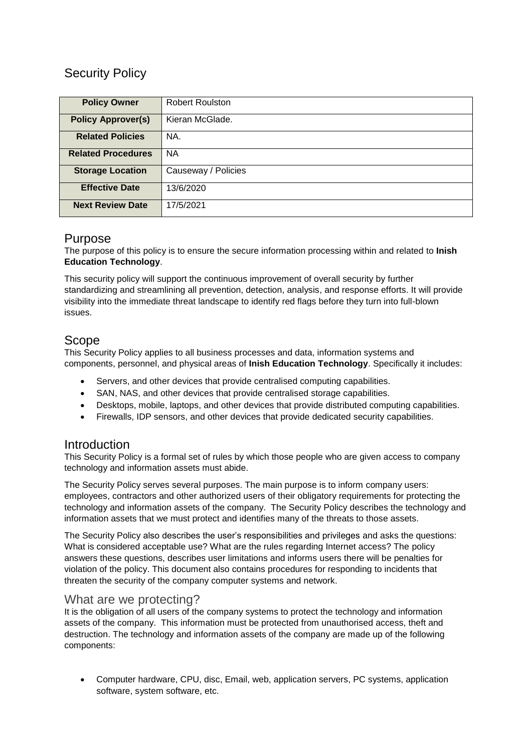# Security Policy

| Policy Owner | Robert Roulston |
|---|---|
| **Policy Approver(s)** | Kieran McGlade. |
| **Related Policies** | NA. |
| **Related Procedures** | NA |
| **Storage Location** | Causeway / Policies |
| **Effective Date** | 13/6/2020 |
| **Next Review Date** | 17/5/2021 |

## Purpose

The purpose of this policy is to ensure the secure information processing within and related to **Inish Education Technology**.

This security policy will support the continuous improvement of overall security by further standardizing and streamlining all prevention, detection, analysis, and response efforts. It will provide visibility into the immediate threat landscape to identify red flags before they turn into full-blown issues.

## Scope

This Security Policy applies to all business processes and data, information systems and components, personnel, and physical areas of **Inish Education Technology**. Specifically it includes:

- Servers, and other devices that provide centralised computing capabilities.
- SAN, NAS, and other devices that provide centralised storage capabilities.
- Desktops, mobile, laptops, and other devices that provide distributed computing capabilities.
- Firewalls, IDP sensors, and other devices that provide dedicated security capabilities.

## Introduction

This Security Policy is a formal set of rules by which those people who are given access to company technology and information assets must abide.

The Security Policy serves several purposes. The main purpose is to inform company users: employees, contractors and other authorized users of their obligatory requirements for protecting the technology and information assets of the company. The Security Policy describes the technology and information assets that we must protect and identifies many of the threats to those assets.

The Security Policy also describes the user's responsibilities and privileges and asks the questions: What is considered acceptable use? What are the rules regarding Internet access? The policy answers these questions, describes user limitations and informs users there will be penalties for violation of the policy. This document also contains procedures for responding to incidents that threaten the security of the company computer systems and network.

### What are we protecting?

It is the obligation of all users of the company systems to protect the technology and information assets of the company. This information must be protected from unauthorised access, theft and destruction. The technology and information assets of the company are made up of the following components:

- Computer hardware, CPU, disc, Email, web, application servers, PC systems, application software, system software, etc.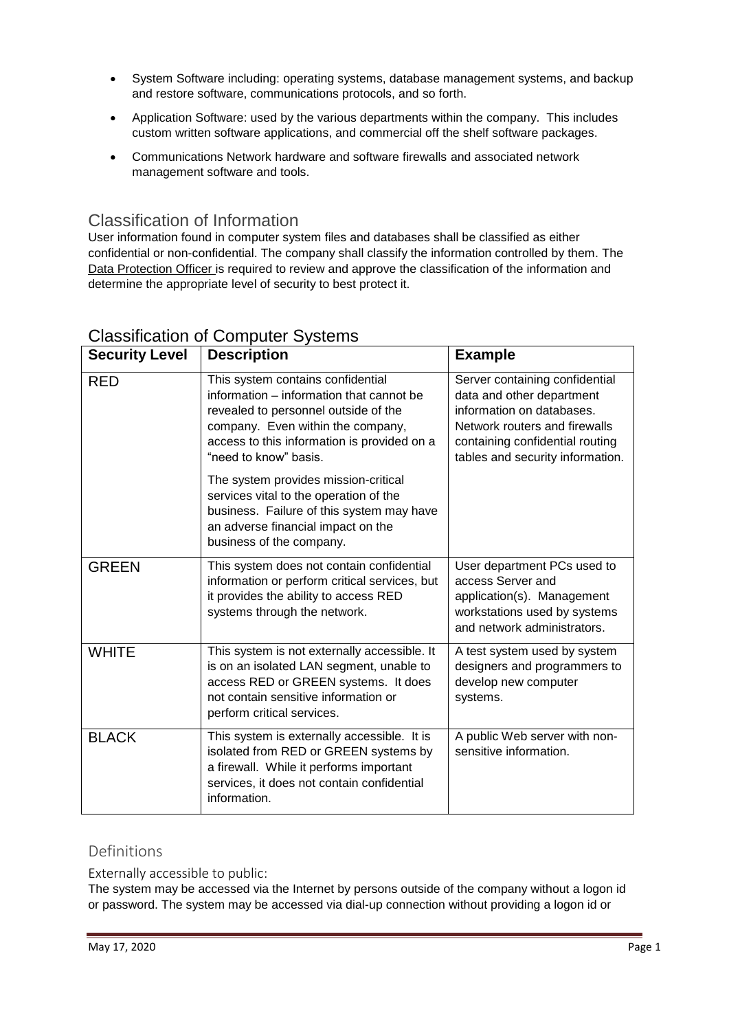- System Software including: operating systems, database management systems, and backup and restore software, communications protocols, and so forth.
- Application Software: used by the various departments within the company. This includes custom written software applications, and commercial off the shelf software packages.
- Communications Network hardware and software firewalls and associated network management software and tools.

## Classification of Information

User information found in computer system files and databases shall be classified as either confidential or non-confidential. The company shall classify the information controlled by them. The Data Protection Officer is required to review and approve the classification of the information and determine the appropriate level of security to best protect it.

## Classification of Computer Systems

| Security Level | Description | Example |
|---|---|---|
| RED | This system contains confidential information – information that cannot be revealed to personnel outside of the company. Even within the company, access to this information is provided on a "need to know" basis.<br><br>The system provides mission-critical services vital to the operation of the business. Failure of this system may have an adverse financial impact on the business of the company. | Server containing confidential data and other department information on databases. Network routers and firewalls containing confidential routing tables and security information. |
| GREEN | This system does not contain confidential information or perform critical services, but it provides the ability to access RED systems through the network. | User department PCs used to access Server and application(s). Management workstations used by systems and network administrators. |
| WHITE | This system is not externally accessible. It is on an isolated LAN segment, unable to access RED or GREEN systems. It does not contain sensitive information or perform critical services. | A test system used by system designers and programmers to develop new computer systems. |
| BLACK | This system is externally accessible. It is isolated from RED or GREEN systems by a firewall. While it performs important services, it does not contain confidential information. | A public Web server with non-sensitive information. |

## Definitions

### Externally accessible to public:

The system may be accessed via the Internet by persons outside of the company without a logon id or password. The system may be accessed via dial-up connection without providing a logon id or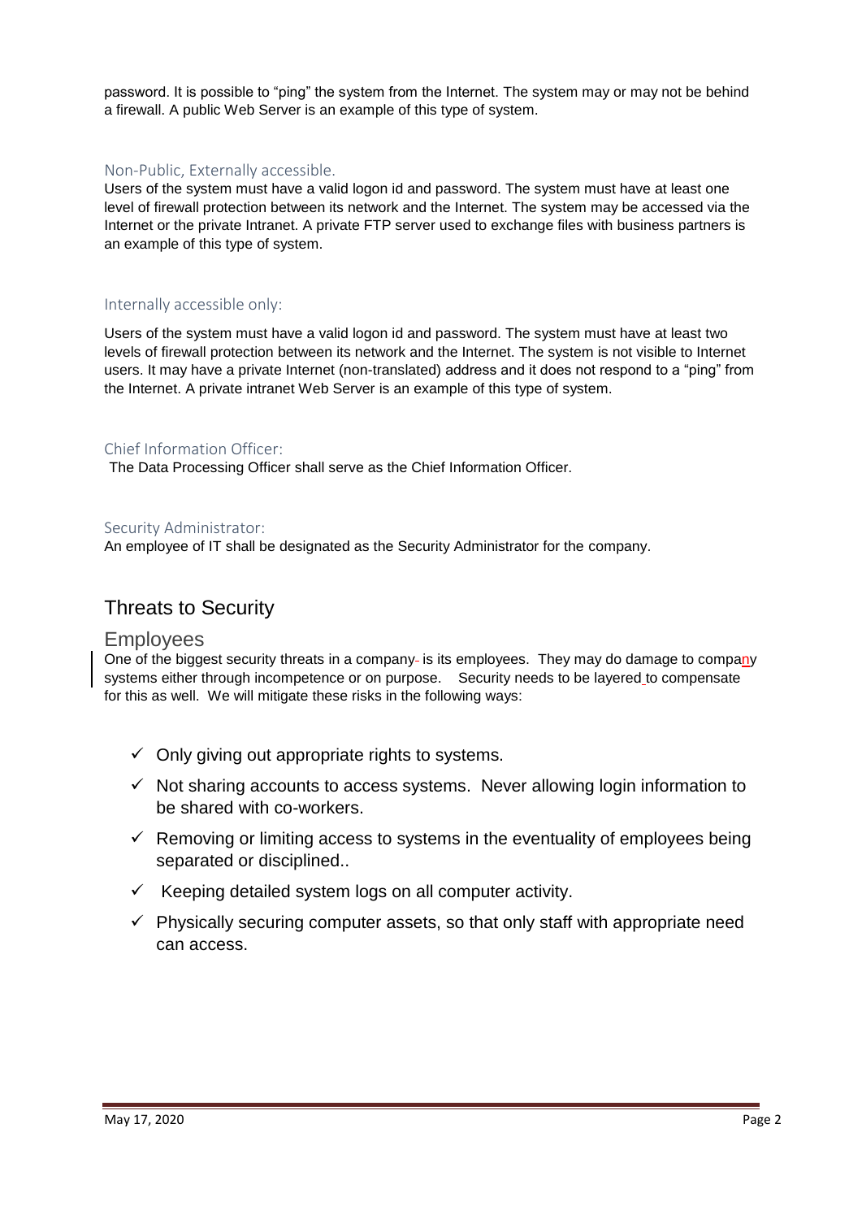password. It is possible to "ping" the system from the Internet. The system may or may not be behind a firewall. A public Web Server is an example of this type of system.

### Non-Public, Externally accessible.

Users of the system must have a valid logon id and password. The system must have at least one level of firewall protection between its network and the Internet. The system may be accessed via the Internet or the private Intranet. A private FTP server used to exchange files with business partners is an example of this type of system.

### Internally accessible only:

Users of the system must have a valid logon id and password. The system must have at least two levels of firewall protection between its network and the Internet. The system is not visible to Internet users. It may have a private Internet (non-translated) address and it does not respond to a "ping" from the Internet. A private intranet Web Server is an example of this type of system.

### Chief Information Officer:

The Data Processing Officer shall serve as the Chief Information Officer.

### Security Administrator:

An employee of IT shall be designated as the Security Administrator for the company.

# Threats to Security

## Employees

One of the biggest security threats in a company is its employees. They may do damage to company systems either through incompetence or on purpose. Security needs to be layered to compensate for this as well. We will mitigate these risks in the following ways:

- ✓ Only giving out appropriate rights to systems.
- ✓ Not sharing accounts to access systems. Never allowing login information to be shared with co-workers.
- ✓ Removing or limiting access to systems in the eventuality of employees being separated or disciplined..
- ✓ Keeping detailed system logs on all computer activity.
- ✓ Physically securing computer assets, so that only staff with appropriate need can access.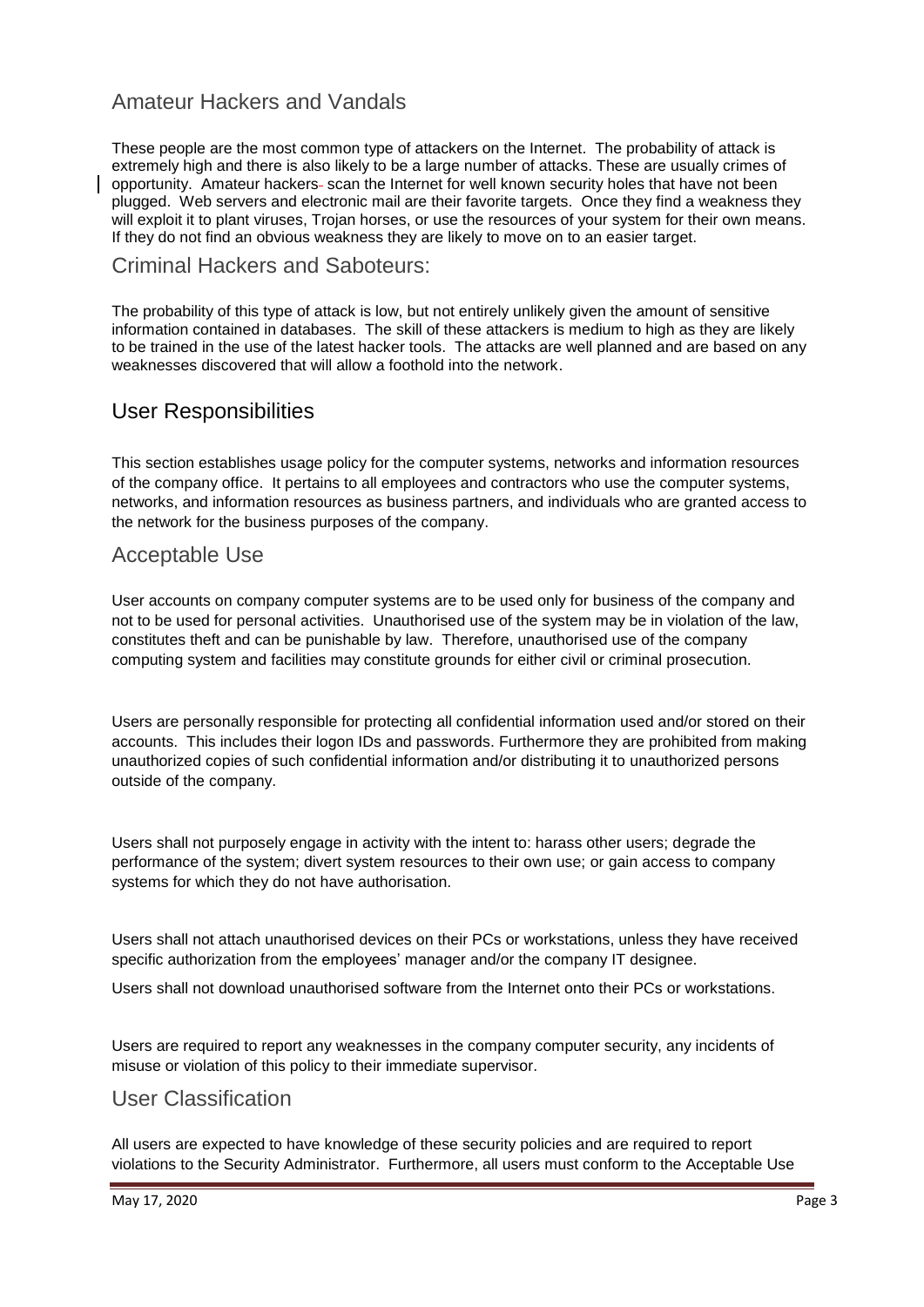## Amateur Hackers and Vandals

These people are the most common type of attackers on the Internet. The probability of attack is extremely high and there is also likely to be a large number of attacks. These are usually crimes of opportunity. Amateur hackers scan the Internet for well known security holes that have not been plugged. Web servers and electronic mail are their favorite targets. Once they find a weakness they will exploit it to plant viruses, Trojan horses, or use the resources of your system for their own means. If they do not find an obvious weakness they are likely to move on to an easier target.

## Criminal Hackers and Saboteurs:

The probability of this type of attack is low, but not entirely unlikely given the amount of sensitive information contained in databases. The skill of these attackers is medium to high as they are likely to be trained in the use of the latest hacker tools. The attacks are well planned and are based on any weaknesses discovered that will allow a foothold into the network.

## User Responsibilities

This section establishes usage policy for the computer systems, networks and information resources of the company office. It pertains to all employees and contractors who use the computer systems, networks, and information resources as business partners, and individuals who are granted access to the network for the business purposes of the company.

## Acceptable Use

User accounts on company computer systems are to be used only for business of the company and not to be used for personal activities. Unauthorised use of the system may be in violation of the law, constitutes theft and can be punishable by law. Therefore, unauthorised use of the company computing system and facilities may constitute grounds for either civil or criminal prosecution.

Users are personally responsible for protecting all confidential information used and/or stored on their accounts. This includes their logon IDs and passwords. Furthermore they are prohibited from making unauthorized copies of such confidential information and/or distributing it to unauthorized persons outside of the company.

Users shall not purposely engage in activity with the intent to: harass other users; degrade the performance of the system; divert system resources to their own use; or gain access to company systems for which they do not have authorisation.

Users shall not attach unauthorised devices on their PCs or workstations, unless they have received specific authorization from the employees' manager and/or the company IT designee.

Users shall not download unauthorised software from the Internet onto their PCs or workstations.

Users are required to report any weaknesses in the company computer security, any incidents of misuse or violation of this policy to their immediate supervisor.

## User Classification

All users are expected to have knowledge of these security policies and are required to report violations to the Security Administrator. Furthermore, all users must conform to the Acceptable Use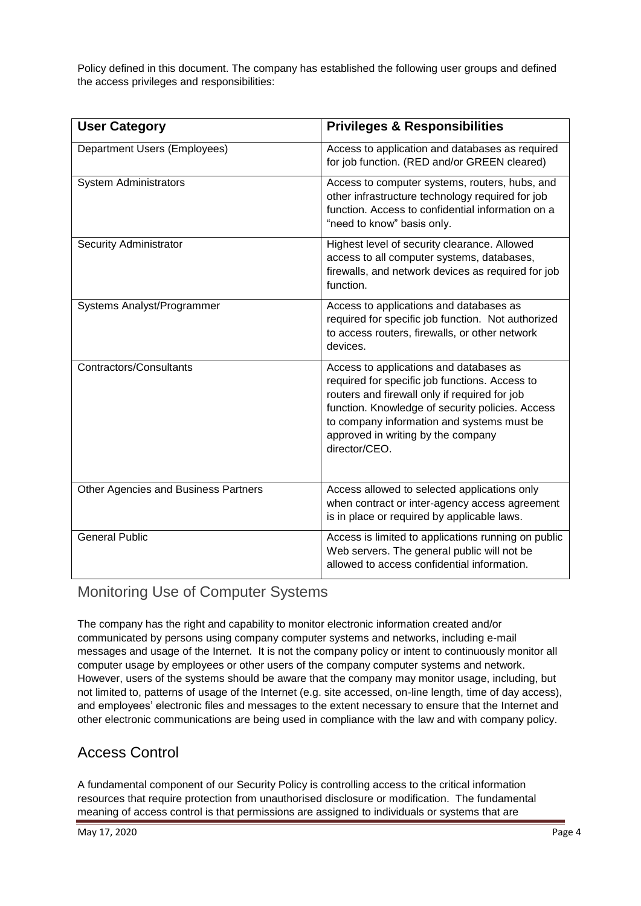Policy defined in this document. The company has established the following user groups and defined the access privileges and responsibilities:

| User Category | Privileges & Responsibilities |
|---|---|
| Department Users (Employees) | Access to application and databases as required for job function. (RED and/or GREEN cleared) |
| System Administrators | Access to computer systems, routers, hubs, and other infrastructure technology required for job function. Access to confidential information on a "need to know" basis only. |
| Security Administrator | Highest level of security clearance. Allowed access to all computer systems, databases, firewalls, and network devices as required for job function. |
| Systems Analyst/Programmer | Access to applications and databases as required for specific job function. Not authorized to access routers, firewalls, or other network devices. |
| Contractors/Consultants | Access to applications and databases as required for specific job functions. Access to routers and firewall only if required for job function. Knowledge of security policies. Access to company information and systems must be approved in writing by the company director/CEO. |
| Other Agencies and Business Partners | Access allowed to selected applications only when contract or inter-agency access agreement is in place or required by applicable laws. |
| General Public | Access is limited to applications running on public Web servers. The general public will not be allowed to access confidential information. |

## Monitoring Use of Computer Systems

The company has the right and capability to monitor electronic information created and/or communicated by persons using company computer systems and networks, including e-mail messages and usage of the Internet. It is not the company policy or intent to continuously monitor all computer usage by employees or other users of the company computer systems and network. However, users of the systems should be aware that the company may monitor usage, including, but not limited to, patterns of usage of the Internet (e.g. site accessed, on-line length, time of day access), and employees' electronic files and messages to the extent necessary to ensure that the Internet and other electronic communications are being used in compliance with the law and with company policy.

## Access Control

A fundamental component of our Security Policy is controlling access to the critical information resources that require protection from unauthorised disclosure or modification. The fundamental meaning of access control is that permissions are assigned to individuals or systems that are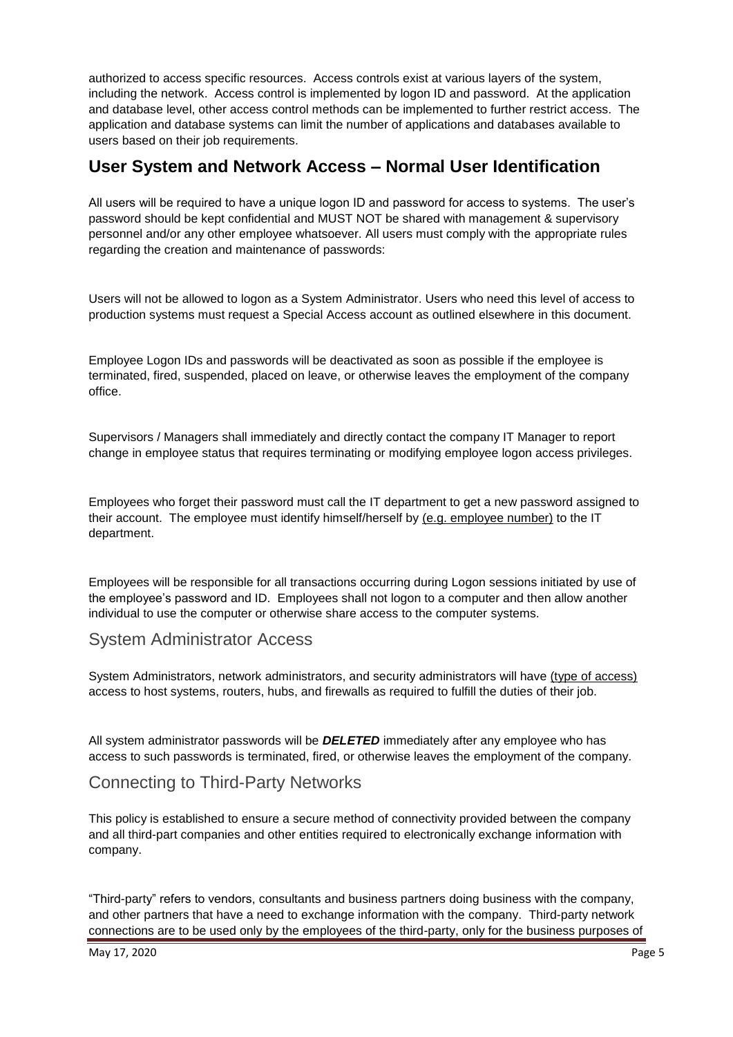authorized to access specific resources. Access controls exist at various layers of the system, including the network. Access control is implemented by logon ID and password. At the application and database level, other access control methods can be implemented to further restrict access. The application and database systems can limit the number of applications and databases available to users based on their job requirements.

## User System and Network Access – Normal User Identification

All users will be required to have a unique logon ID and password for access to systems. The user's password should be kept confidential and MUST NOT be shared with management & supervisory personnel and/or any other employee whatsoever. All users must comply with the appropriate rules regarding the creation and maintenance of passwords:

Users will not be allowed to logon as a System Administrator. Users who need this level of access to production systems must request a Special Access account as outlined elsewhere in this document.

Employee Logon IDs and passwords will be deactivated as soon as possible if the employee is terminated, fired, suspended, placed on leave, or otherwise leaves the employment of the company office.

Supervisors / Managers shall immediately and directly contact the company IT Manager to report change in employee status that requires terminating or modifying employee logon access privileges.

Employees who forget their password must call the IT department to get a new password assigned to their account. The employee must identify himself/herself by (e.g. employee number) to the IT department.

Employees will be responsible for all transactions occurring during Logon sessions initiated by use of the employee's password and ID. Employees shall not logon to a computer and then allow another individual to use the computer or otherwise share access to the computer systems.

### System Administrator Access

System Administrators, network administrators, and security administrators will have (type of access) access to host systems, routers, hubs, and firewalls as required to fulfill the duties of their job.

All system administrator passwords will be ***DELETED*** immediately after any employee who has access to such passwords is terminated, fired, or otherwise leaves the employment of the company.

### Connecting to Third-Party Networks

This policy is established to ensure a secure method of connectivity provided between the company and all third-part companies and other entities required to electronically exchange information with company.

"Third-party" refers to vendors, consultants and business partners doing business with the company, and other partners that have a need to exchange information with the company. Third-party network connections are to be used only by the employees of the third-party, only for the business purposes of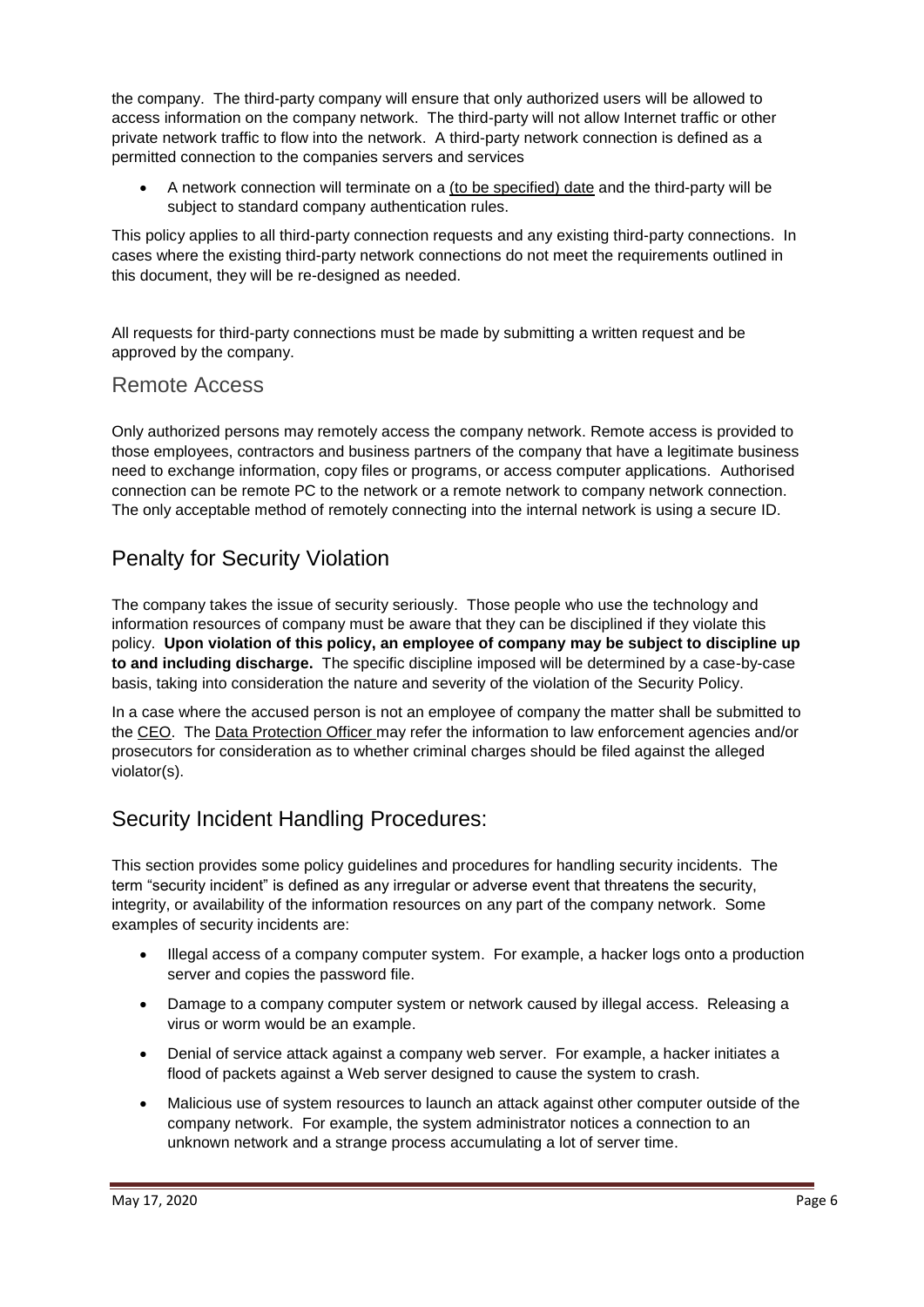the company. The third-party company will ensure that only authorized users will be allowed to access information on the company network. The third-party will not allow Internet traffic or other private network traffic to flow into the network. A third-party network connection is defined as a permitted connection to the companies servers and services

- A network connection will terminate on a (to be specified) date and the third-party will be subject to standard company authentication rules.

This policy applies to all third-party connection requests and any existing third-party connections. In cases where the existing third-party network connections do not meet the requirements outlined in this document, they will be re-designed as needed.

All requests for third-party connections must be made by submitting a written request and be approved by the company.

### Remote Access

Only authorized persons may remotely access the company network. Remote access is provided to those employees, contractors and business partners of the company that have a legitimate business need to exchange information, copy files or programs, or access computer applications. Authorised connection can be remote PC to the network or a remote network to company network connection. The only acceptable method of remotely connecting into the internal network is using a secure ID.

## Penalty for Security Violation

The company takes the issue of security seriously. Those people who use the technology and information resources of company must be aware that they can be disciplined if they violate this policy. **Upon violation of this policy, an employee of company may be subject to discipline up to and including discharge.** The specific discipline imposed will be determined by a case-by-case basis, taking into consideration the nature and severity of the violation of the Security Policy.

In a case where the accused person is not an employee of company the matter shall be submitted to the CEO. The Data Protection Officer may refer the information to law enforcement agencies and/or prosecutors for consideration as to whether criminal charges should be filed against the alleged violator(s).

## Security Incident Handling Procedures:

This section provides some policy guidelines and procedures for handling security incidents. The term "security incident" is defined as any irregular or adverse event that threatens the security, integrity, or availability of the information resources on any part of the company network. Some examples of security incidents are:

- Illegal access of a company computer system. For example, a hacker logs onto a production server and copies the password file.
- Damage to a company computer system or network caused by illegal access. Releasing a virus or worm would be an example.
- Denial of service attack against a company web server. For example, a hacker initiates a flood of packets against a Web server designed to cause the system to crash.
- Malicious use of system resources to launch an attack against other computer outside of the company network. For example, the system administrator notices a connection to an unknown network and a strange process accumulating a lot of server time.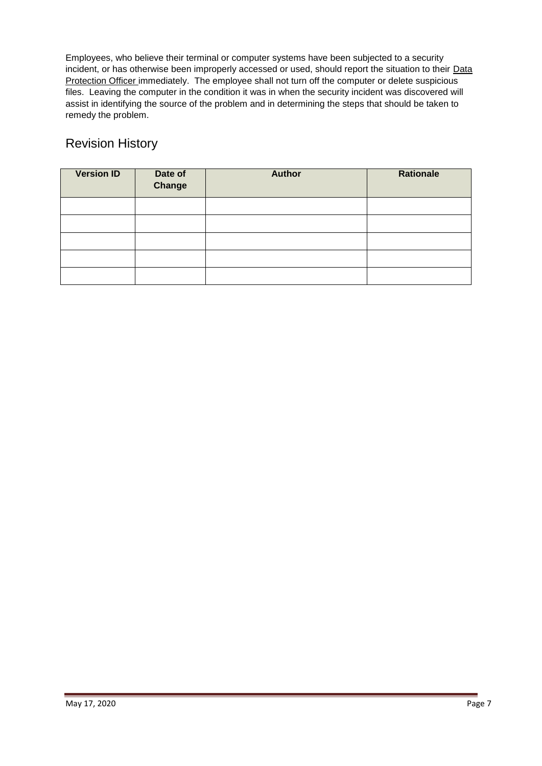Employees, who believe their terminal or computer systems have been subjected to a security incident, or has otherwise been improperly accessed or used, should report the situation to their Data Protection Officer immediately. The employee shall not turn off the computer or delete suspicious files. Leaving the computer in the condition it was in when the security incident was discovered will assist in identifying the source of the problem and in determining the steps that should be taken to remedy the problem.

## Revision History

| Version ID | Date of Change | Author | Rationale |
| --- | --- | --- | --- |
| | | | |
| | | | |
| | | | |
| | | | |
| | | | |